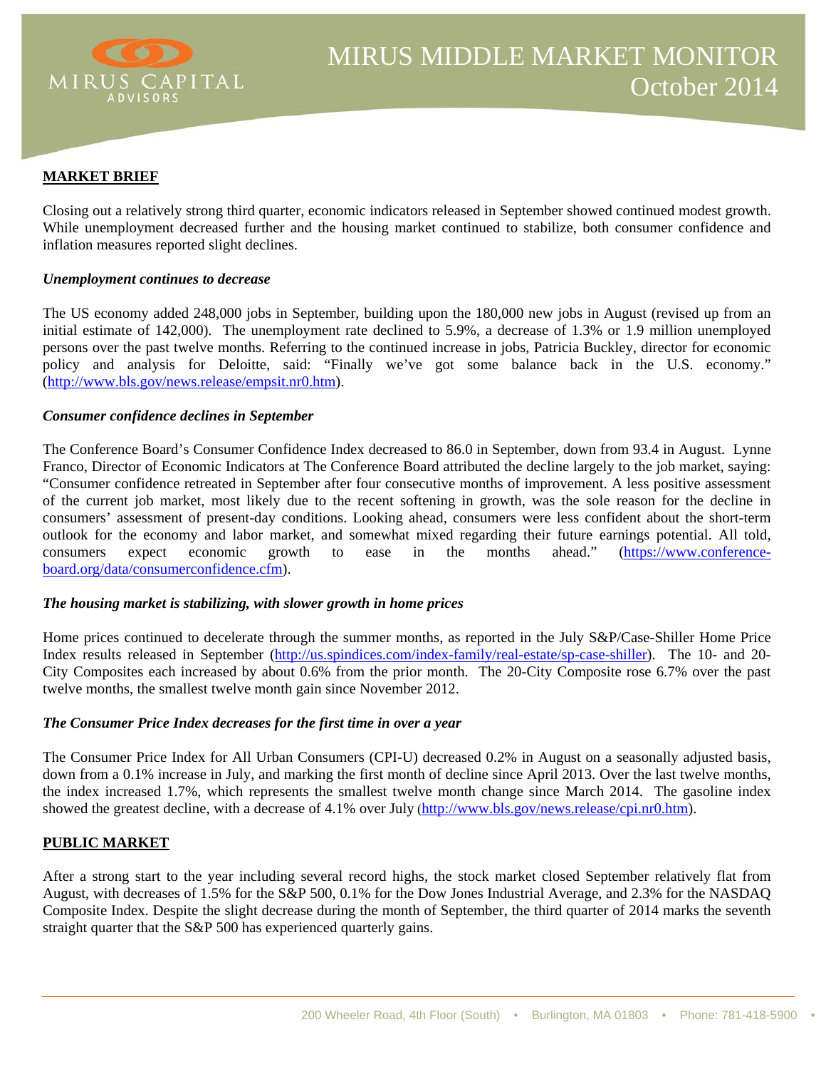# MIRUS MIDDLE MARKET MONITOR
## October 2014

MIRUS CAPITAL ADVISORS

## MARKET BRIEF

Closing out a relatively strong third quarter, economic indicators released in September showed continued modest growth. While unemployment decreased further and the housing market continued to stabilize, both consumer confidence and inflation measures reported slight declines.

### *Unemployment continues to decrease*

The US economy added 248,000 jobs in September, building upon the 180,000 new jobs in August (revised up from an initial estimate of 142,000). The unemployment rate declined to 5.9%, a decrease of 1.3% or 1.9 million unemployed persons over the past twelve months. Referring to the continued increase in jobs, Patricia Buckley, director for economic policy and analysis for Deloitte, said: "Finally we've got some balance back in the U.S. economy." (http://www.bls.gov/news.release/empsit.nr0.htm).

### *Consumer confidence declines in September*

The Conference Board's Consumer Confidence Index decreased to 86.0 in September, down from 93.4 in August. Lynne Franco, Director of Economic Indicators at The Conference Board attributed the decline largely to the job market, saying: "Consumer confidence retreated in September after four consecutive months of improvement. A less positive assessment of the current job market, most likely due to the recent softening in growth, was the sole reason for the decline in consumers' assessment of present-day conditions. Looking ahead, consumers were less confident about the short-term outlook for the economy and labor market, and somewhat mixed regarding their future earnings potential. All told, consumers expect economic growth to ease in the months ahead." (https://www.conference-board.org/data/consumerconfidence.cfm).

### *The housing market is stabilizing, with slower growth in home prices*

Home prices continued to decelerate through the summer months, as reported in the July S&P/Case-Shiller Home Price Index results released in September (http://us.spindices.com/index-family/real-estate/sp-case-shiller). The 10- and 20-City Composites each increased by about 0.6% from the prior month. The 20-City Composite rose 6.7% over the past twelve months, the smallest twelve month gain since November 2012.

### *The Consumer Price Index decreases for the first time in over a year*

The Consumer Price Index for All Urban Consumers (CPI-U) decreased 0.2% in August on a seasonally adjusted basis, down from a 0.1% increase in July, and marking the first month of decline since April 2013. Over the last twelve months, the index increased 1.7%, which represents the smallest twelve month change since March 2014. The gasoline index showed the greatest decline, with a decrease of 4.1% over July (http://www.bls.gov/news.release/cpi.nr0.htm).

## PUBLIC MARKET

After a strong start to the year including several record highs, the stock market closed September relatively flat from August, with decreases of 1.5% for the S&P 500, 0.1% for the Dow Jones Industrial Average, and 2.3% for the NASDAQ Composite Index. Despite the slight decrease during the month of September, the third quarter of 2014 marks the seventh straight quarter that the S&P 500 has experienced quarterly gains.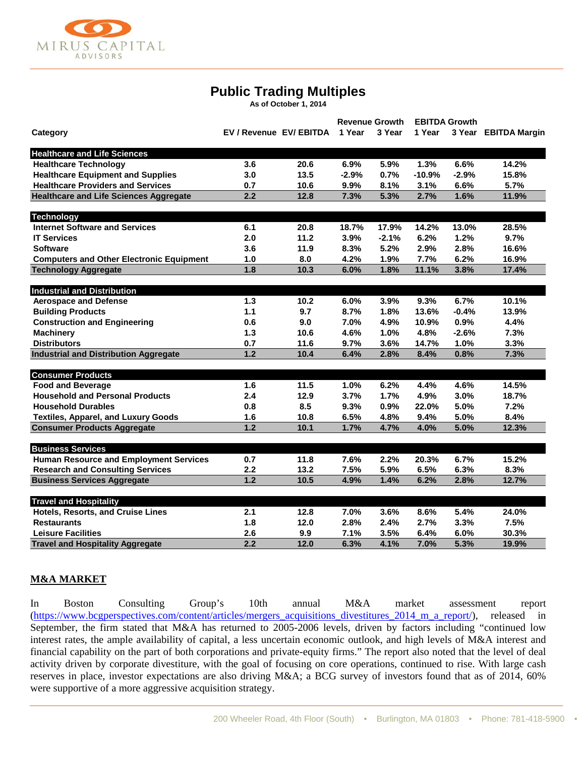## Public Trading Multiples

**As of October 1, 2014**

| Category | EV / Revenue | EV/ EBITDA | Revenue Growth 1 Year | Revenue Growth 3 Year | EBITDA Growth 1 Year | EBITDA Growth 3 Year | EBITDA Margin |
|---|---|---|---|---|---|---|---|
| **Healthcare and Life Sciences** | | | | | | | |
| Healthcare Technology | 3.6 | 20.6 | 6.9% | 5.9% | 1.3% | 6.6% | 14.2% |
| Healthcare Equipment and Supplies | 3.0 | 13.5 | -2.9% | 0.7% | -10.9% | -2.9% | 15.8% |
| Healthcare Providers and Services | 0.7 | 10.6 | 9.9% | 8.1% | 3.1% | 6.6% | 5.7% |
| **Healthcare and Life Sciences Aggregate** | **2.2** | **12.8** | **7.3%** | **5.3%** | **2.7%** | **1.6%** | **11.9%** |
| **Technology** | | | | | | | |
| Internet Software and Services | 6.1 | 20.8 | 18.7% | 17.9% | 14.2% | 13.0% | 28.5% |
| IT Services | 2.0 | 11.2 | 3.9% | -2.1% | 6.2% | 1.2% | 9.7% |
| Software | 3.6 | 11.9 | 8.3% | 5.2% | 2.9% | 2.8% | 16.6% |
| Computers and Other Electronic Equipment | 1.0 | 8.0 | 4.2% | 1.9% | 7.7% | 6.2% | 16.9% |
| **Technology Aggregate** | **1.8** | **10.3** | **6.0%** | **1.8%** | **11.1%** | **3.8%** | **17.4%** |
| **Industrial and Distribution** | | | | | | | |
| Aerospace and Defense | 1.3 | 10.2 | 6.0% | 3.9% | 9.3% | 6.7% | 10.1% |
| Building Products | 1.1 | 9.7 | 8.7% | 1.8% | 13.6% | -0.4% | 13.9% |
| Construction and Engineering | 0.6 | 9.0 | 7.0% | 4.9% | 10.9% | 0.9% | 4.4% |
| Machinery | 1.3 | 10.6 | 4.6% | 1.0% | 4.8% | -2.6% | 7.3% |
| Distributors | 0.7 | 11.6 | 9.7% | 3.6% | 14.7% | 1.0% | 3.3% |
| **Industrial and Distribution Aggregate** | **1.2** | **10.4** | **6.4%** | **2.8%** | **8.4%** | **0.8%** | **7.3%** |
| **Consumer Products** | | | | | | | |
| Food and Beverage | 1.6 | 11.5 | 1.0% | 6.2% | 4.4% | 4.6% | 14.5% |
| Household and Personal Products | 2.4 | 12.9 | 3.7% | 1.7% | 4.9% | 3.0% | 18.7% |
| Household Durables | 0.8 | 8.5 | 9.3% | 0.9% | 22.0% | 5.0% | 7.2% |
| Textiles, Apparel, and Luxury Goods | 1.6 | 10.8 | 6.5% | 4.8% | 9.4% | 5.0% | 8.4% |
| **Consumer Products Aggregate** | **1.2** | **10.1** | **1.7%** | **4.7%** | **4.0%** | **5.0%** | **12.3%** |
| **Business Services** | | | | | | | |
| Human Resource and Employment Services | 0.7 | 11.8 | 7.6% | 2.2% | 20.3% | 6.7% | 15.2% |
| Research and Consulting Services | 2.2 | 13.2 | 7.5% | 5.9% | 6.5% | 6.3% | 8.3% |
| **Business Services Aggregate** | **1.2** | **10.5** | **4.9%** | **1.4%** | **6.2%** | **2.8%** | **12.7%** |
| **Travel and Hospitality** | | | | | | | |
| Hotels, Resorts, and Cruise Lines | 2.1 | 12.8 | 7.0% | 3.6% | 8.6% | 5.4% | 24.0% |
| Restaurants | 1.8 | 12.0 | 2.8% | 2.4% | 2.7% | 3.3% | 7.5% |
| Leisure Facilities | 2.6 | 9.9 | 7.1% | 3.5% | 6.4% | 6.0% | 30.3% |
| **Travel and Hospitality Aggregate** | **2.2** | **12.0** | **6.3%** | **4.1%** | **7.0%** | **5.3%** | **19.9%** |

## M&A MARKET

In Boston Consulting Group's 10th annual M&A market assessment report (https://www.bcgperspectives.com/content/articles/mergers_acquisitions_divestitures_2014_m_a_report/), released in September, the firm stated that M&A has returned to 2005-2006 levels, driven by factors including "continued low interest rates, the ample availability of capital, a less uncertain economic outlook, and high levels of M&A interest and financial capability on the part of both corporations and private-equity firms." The report also noted that the level of deal activity driven by corporate divestiture, with the goal of focusing on core operations, continued to rise. With large cash reserves in place, investor expectations are also driving M&A; a BCG survey of investors found that as of 2014, 60% were supportive of a more aggressive acquisition strategy.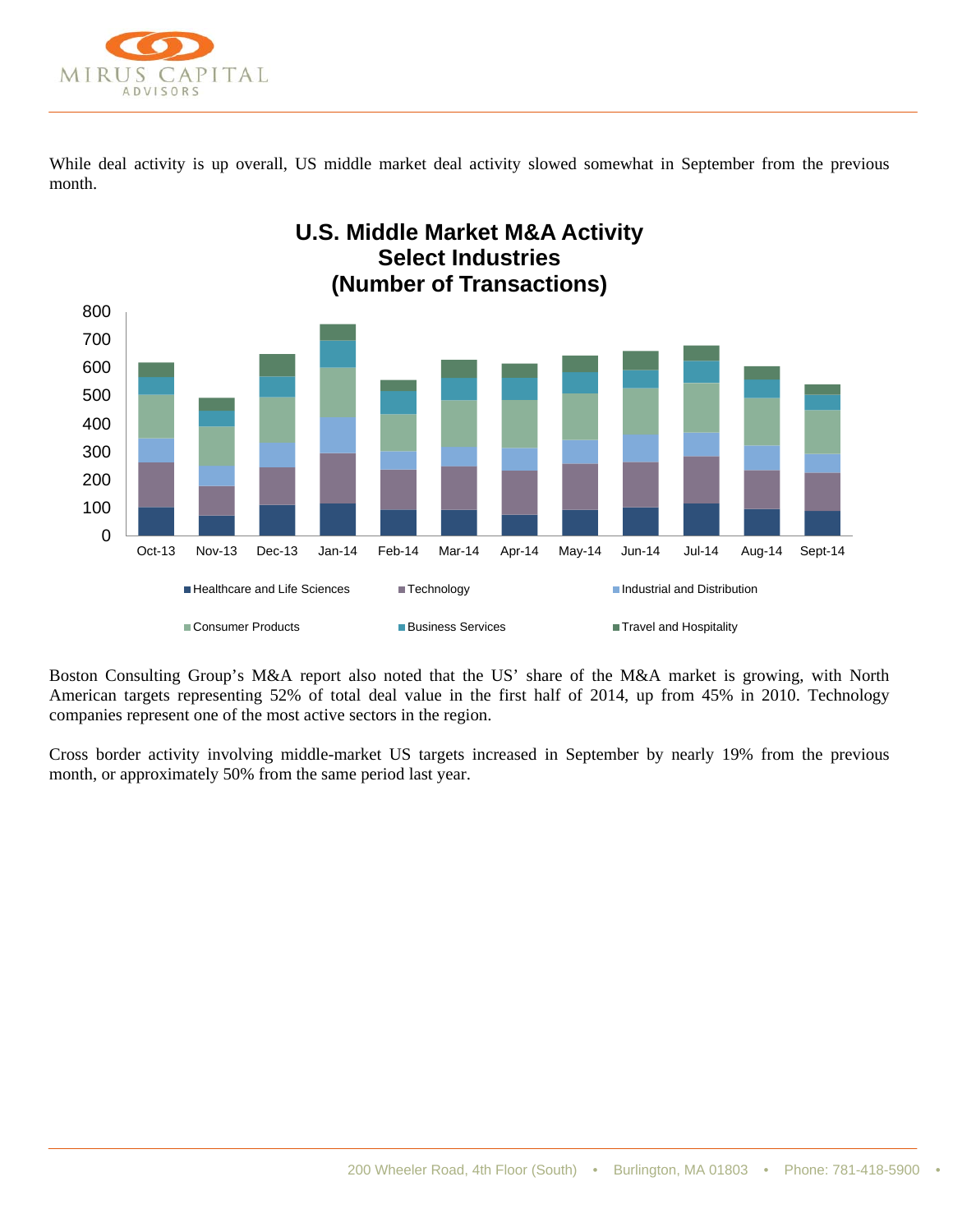While deal activity is up overall, US middle market deal activity slowed somewhat in September from the previous month.

Boston Consulting Group's M&A report also noted that the US' share of the M&A market is growing, with North American targets representing 52% of total deal value in the first half of 2014, up from 45% in 2010. Technology companies represent one of the most active sectors in the region.

Cross border activity involving middle-market US targets increased in September by nearly 19% from the previous month, or approximately 50% from the same period last year.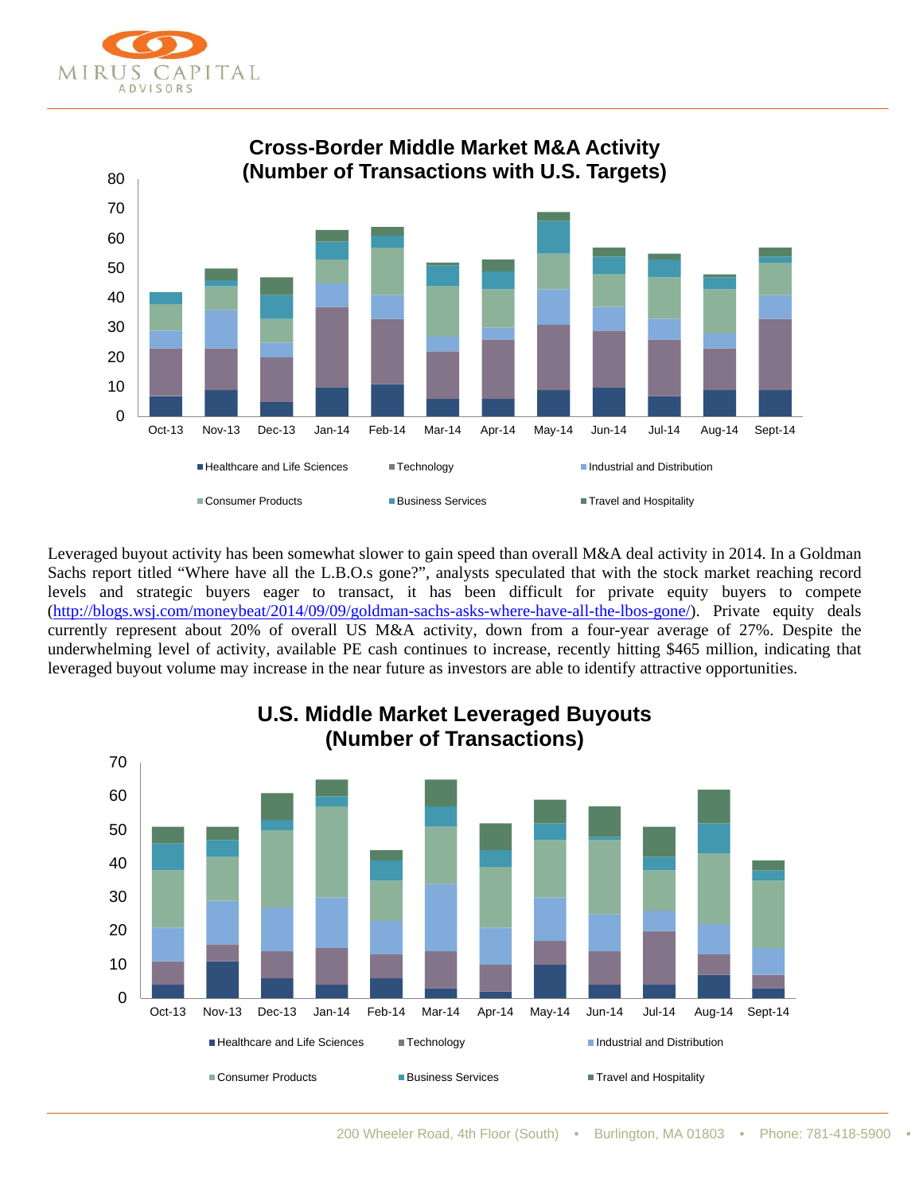**Cross-Border Middle Market M&A Activity (Number of Transactions with U.S. Targets)**

Leveraged buyout activity has been somewhat slower to gain speed than overall M&A deal activity in 2014. In a Goldman Sachs report titled "Where have all the L.B.O.s gone?", analysts speculated that with the stock market reaching record levels and strategic buyers eager to transact, it has been difficult for private equity buyers to compete (http://blogs.wsj.com/moneybeat/2014/09/09/goldman-sachs-asks-where-have-all-the-lbos-gone/). Private equity deals currently represent about 20% of overall US M&A activity, down from a four-year average of 27%. Despite the underwhelming level of activity, available PE cash continues to increase, recently hitting $465 million, indicating that leveraged buyout volume may increase in the near future as investors are able to identify attractive opportunities.

**U.S. Middle Market Leveraged Buyouts (Number of Transactions)**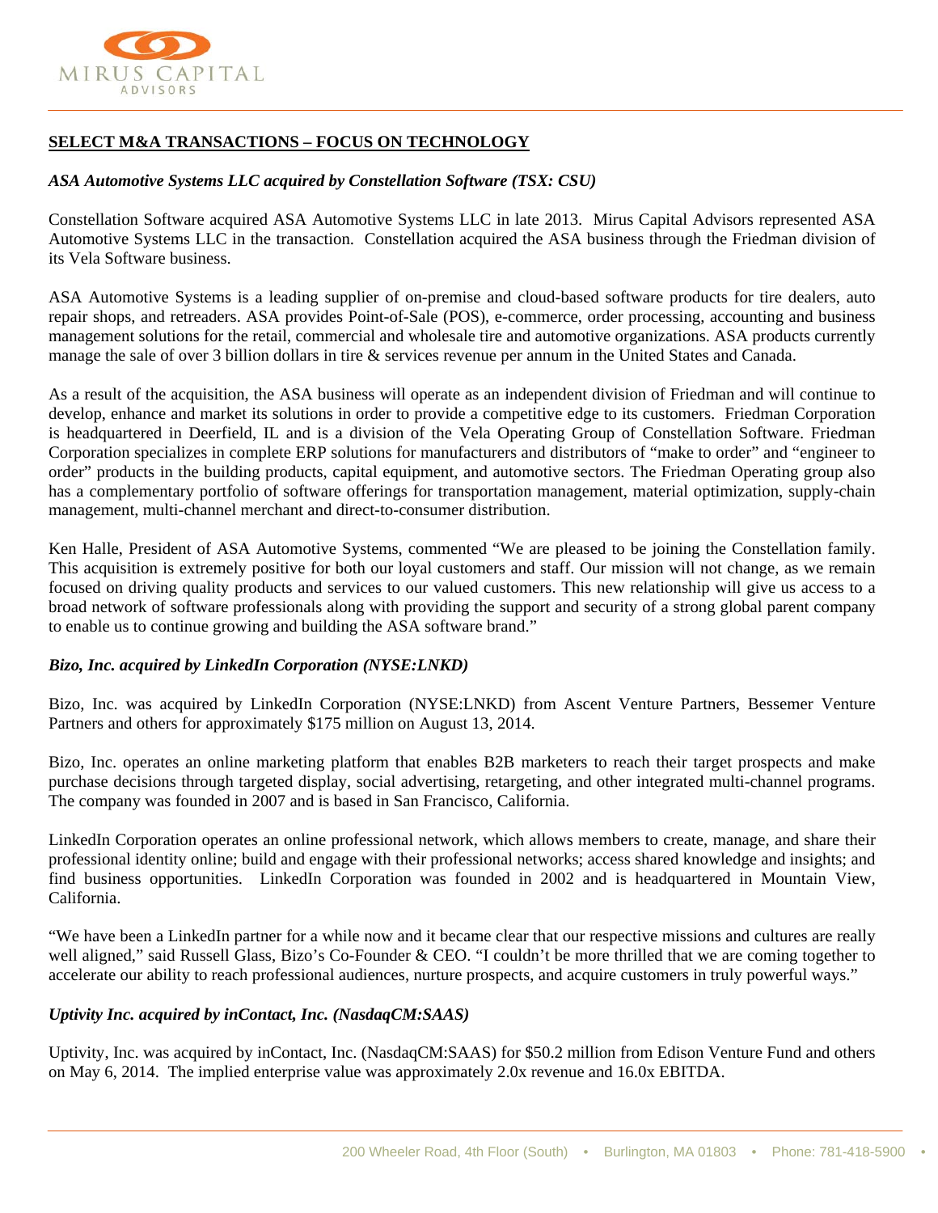## SELECT M&A TRANSACTIONS – FOCUS ON TECHNOLOGY

### *ASA Automotive Systems LLC acquired by Constellation Software (TSX: CSU)*

Constellation Software acquired ASA Automotive Systems LLC in late 2013. Mirus Capital Advisors represented ASA Automotive Systems LLC in the transaction. Constellation acquired the ASA business through the Friedman division of its Vela Software business.

ASA Automotive Systems is a leading supplier of on-premise and cloud-based software products for tire dealers, auto repair shops, and retreaders. ASA provides Point-of-Sale (POS), e-commerce, order processing, accounting and business management solutions for the retail, commercial and wholesale tire and automotive organizations. ASA products currently manage the sale of over 3 billion dollars in tire & services revenue per annum in the United States and Canada.

As a result of the acquisition, the ASA business will operate as an independent division of Friedman and will continue to develop, enhance and market its solutions in order to provide a competitive edge to its customers. Friedman Corporation is headquartered in Deerfield, IL and is a division of the Vela Operating Group of Constellation Software. Friedman Corporation specializes in complete ERP solutions for manufacturers and distributors of "make to order" and "engineer to order" products in the building products, capital equipment, and automotive sectors. The Friedman Operating group also has a complementary portfolio of software offerings for transportation management, material optimization, supply-chain management, multi-channel merchant and direct-to-consumer distribution.

Ken Halle, President of ASA Automotive Systems, commented "We are pleased to be joining the Constellation family. This acquisition is extremely positive for both our loyal customers and staff. Our mission will not change, as we remain focused on driving quality products and services to our valued customers. This new relationship will give us access to a broad network of software professionals along with providing the support and security of a strong global parent company to enable us to continue growing and building the ASA software brand."

### *Bizo, Inc. acquired by LinkedIn Corporation (NYSE:LNKD)*

Bizo, Inc. was acquired by LinkedIn Corporation (NYSE:LNKD) from Ascent Venture Partners, Bessemer Venture Partners and others for approximately $175 million on August 13, 2014.

Bizo, Inc. operates an online marketing platform that enables B2B marketers to reach their target prospects and make purchase decisions through targeted display, social advertising, retargeting, and other integrated multi-channel programs. The company was founded in 2007 and is based in San Francisco, California.

LinkedIn Corporation operates an online professional network, which allows members to create, manage, and share their professional identity online; build and engage with their professional networks; access shared knowledge and insights; and find business opportunities. LinkedIn Corporation was founded in 2002 and is headquartered in Mountain View, California.

"We have been a LinkedIn partner for a while now and it became clear that our respective missions and cultures are really well aligned," said Russell Glass, Bizo's Co-Founder & CEO. "I couldn't be more thrilled that we are coming together to accelerate our ability to reach professional audiences, nurture prospects, and acquire customers in truly powerful ways."

### *Uptivity Inc. acquired by inContact, Inc. (NasdaqCM:SAAS)*

Uptivity, Inc. was acquired by inContact, Inc. (NasdaqCM:SAAS) for $50.2 million from Edison Venture Fund and others on May 6, 2014. The implied enterprise value was approximately 2.0x revenue and 16.0x EBITDA.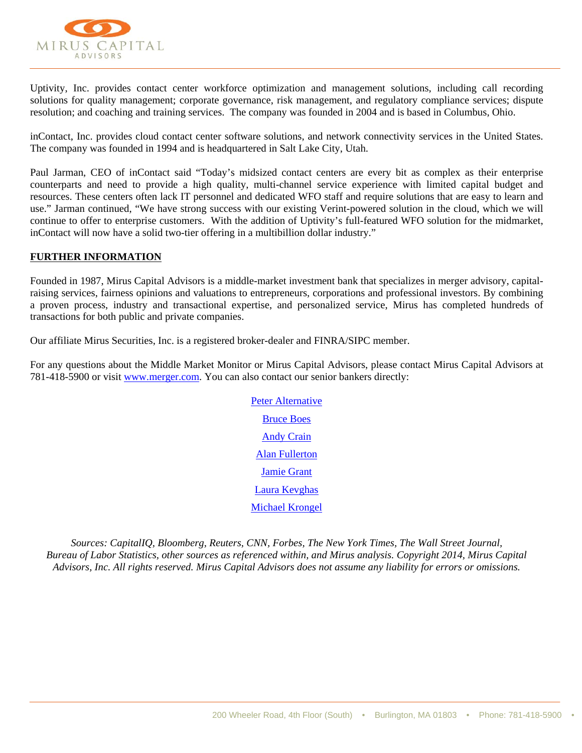Uptivity, Inc. provides contact center workforce optimization and management solutions, including call recording solutions for quality management; corporate governance, risk management, and regulatory compliance services; dispute resolution; and coaching and training services. The company was founded in 2004 and is based in Columbus, Ohio.

inContact, Inc. provides cloud contact center software solutions, and network connectivity services in the United States. The company was founded in 1994 and is headquartered in Salt Lake City, Utah.

Paul Jarman, CEO of inContact said "Today's midsized contact centers are every bit as complex as their enterprise counterparts and need to provide a high quality, multi-channel service experience with limited capital budget and resources. These centers often lack IT personnel and dedicated WFO staff and require solutions that are easy to learn and use." Jarman continued, "We have strong success with our existing Verint-powered solution in the cloud, which we will continue to offer to enterprise customers. With the addition of Uptivity's full-featured WFO solution for the midmarket, inContact will now have a solid two-tier offering in a multibillion dollar industry."

## FURTHER INFORMATION

Founded in 1987, Mirus Capital Advisors is a middle-market investment bank that specializes in merger advisory, capital-raising services, fairness opinions and valuations to entrepreneurs, corporations and professional investors. By combining a proven process, industry and transactional expertise, and personalized service, Mirus has completed hundreds of transactions for both public and private companies.

Our affiliate Mirus Securities, Inc. is a registered broker-dealer and FINRA/SIPC member.

For any questions about the Middle Market Monitor or Mirus Capital Advisors, please contact Mirus Capital Advisors at 781-418-5900 or visit www.merger.com. You can also contact our senior bankers directly:

Peter Alternative

Bruce Boes

Andy Crain

Alan Fullerton

Jamie Grant

Laura Kevghas

Michael Krongel

*Sources: CapitalIQ, Bloomberg, Reuters, CNN, Forbes, The New York Times, The Wall Street Journal, Bureau of Labor Statistics, other sources as referenced within, and Mirus analysis. Copyright 2014, Mirus Capital Advisors, Inc. All rights reserved. Mirus Capital Advisors does not assume any liability for errors or omissions.*